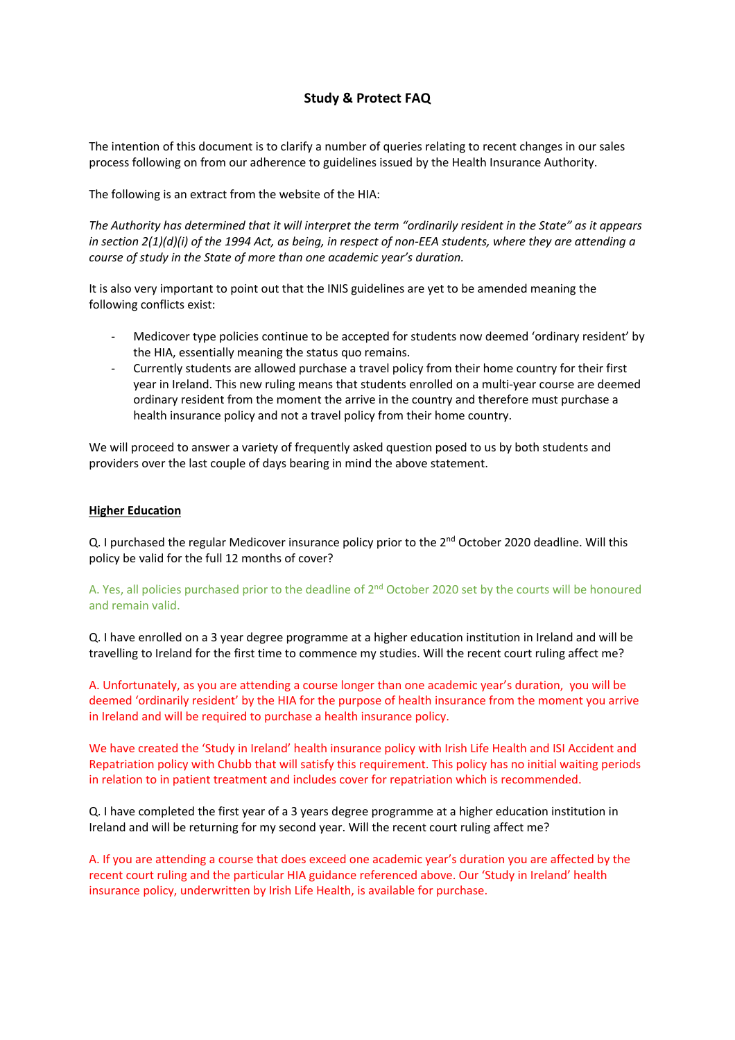# Study & Protect FAQ

The intention of this document is to clarify a number of queries relating to recent changes in our sales process following on from our adherence to guidelines issued by the Health Insurance Authority.

The following is an extract from the website of the HIA:

*The Authority has determined that it will interpret the term "ordinarily resident in the State" as it appears in section 2(1)(d)(i) of the 1994 Act, as being, in respect of non-EEA students, where they are attending a course of study in the State of more than one academic year's duration.*

It is also very important to point out that the INIS guidelines are yet to be amended meaning the following conflicts exist:

- Medicover type policies continue to be accepted for students now deemed 'ordinary resident' by the HIA, essentially meaning the status quo remains.
- Currently students are allowed purchase a travel policy from their home country for their first year in Ireland. This new ruling means that students enrolled on a multi-year course are deemed ordinary resident from the moment the arrive in the country and therefore must purchase a health insurance policy and not a travel policy from their home country.

We will proceed to answer a variety of frequently asked question posed to us by both students and providers over the last couple of days bearing in mind the above statement.

## Higher Education

Q. I purchased the regular Medicover insurance policy prior to the 2nd October 2020 deadline. Will this policy be valid for the full 12 months of cover?

A. Yes, all policies purchased prior to the deadline of 2nd October 2020 set by the courts will be honoured and remain valid.

Q. I have enrolled on a 3 year degree programme at a higher education institution in Ireland and will be travelling to Ireland for the first time to commence my studies. Will the recent court ruling affect me?

A. Unfortunately, as you are attending a course longer than one academic year's duration, you will be deemed 'ordinarily resident' by the HIA for the purpose of health insurance from the moment you arrive in Ireland and will be required to purchase a health insurance policy.

We have created the 'Study in Ireland' health insurance policy with Irish Life Health and ISI Accident and Repatriation policy with Chubb that will satisfy this requirement. This policy has no initial waiting periods in relation to in patient treatment and includes cover for repatriation which is recommended.

Q. I have completed the first year of a 3 years degree programme at a higher education institution in Ireland and will be returning for my second year. Will the recent court ruling affect me?

A. If you are attending a course that does exceed one academic year's duration you are affected by the recent court ruling and the particular HIA guidance referenced above. Our 'Study in Ireland' health insurance policy, underwritten by Irish Life Health, is available for purchase.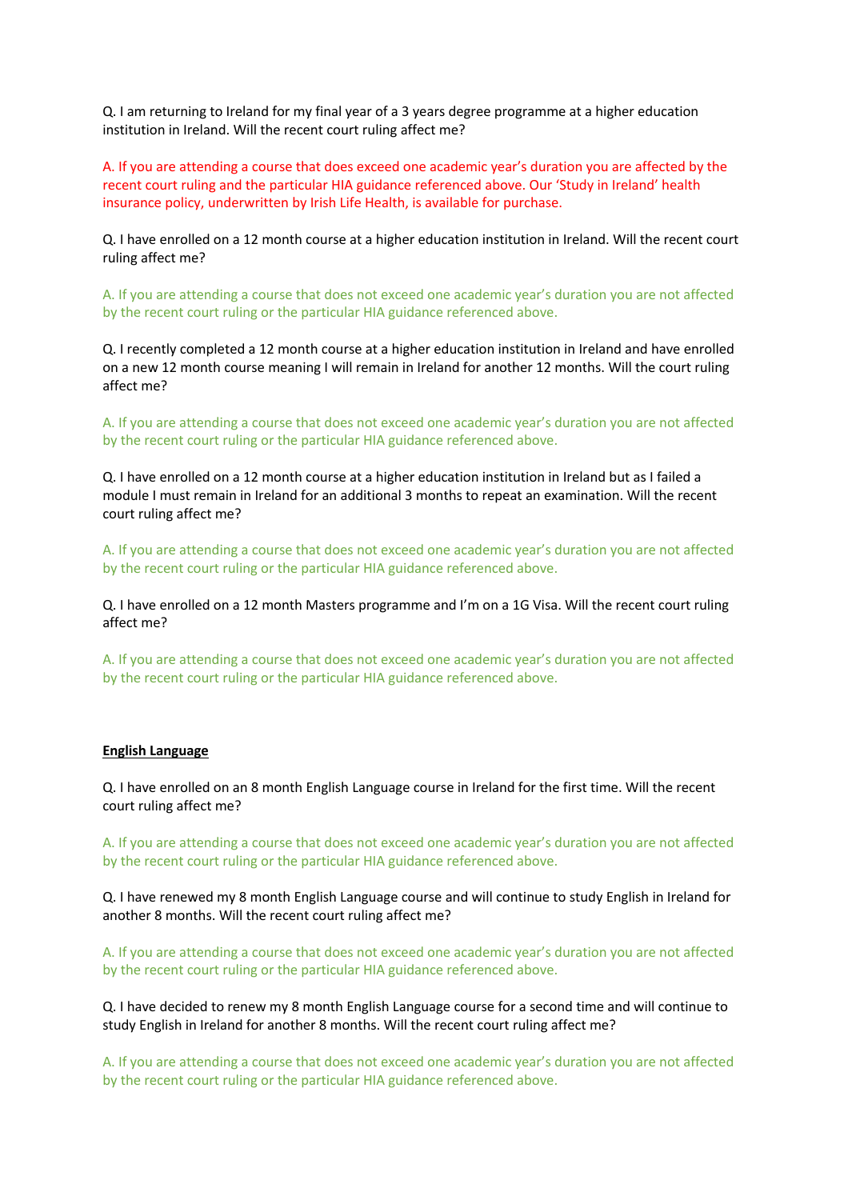Q. I am returning to Ireland for my final year of a 3 years degree programme at a higher education institution in Ireland. Will the recent court ruling affect me?

A. If you are attending a course that does exceed one academic year's duration you are affected by the recent court ruling and the particular HIA guidance referenced above. Our 'Study in Ireland' health insurance policy, underwritten by Irish Life Health, is available for purchase.

Q. I have enrolled on a 12 month course at a higher education institution in Ireland. Will the recent court ruling affect me?

A. If you are attending a course that does not exceed one academic year's duration you are not affected by the recent court ruling or the particular HIA guidance referenced above.

Q. I recently completed a 12 month course at a higher education institution in Ireland and have enrolled on a new 12 month course meaning I will remain in Ireland for another 12 months. Will the court ruling affect me?

A. If you are attending a course that does not exceed one academic year's duration you are not affected by the recent court ruling or the particular HIA guidance referenced above.

Q. I have enrolled on a 12 month course at a higher education institution in Ireland but as I failed a module I must remain in Ireland for an additional 3 months to repeat an examination. Will the recent court ruling affect me?

A. If you are attending a course that does not exceed one academic year's duration you are not affected by the recent court ruling or the particular HIA guidance referenced above.

Q. I have enrolled on a 12 month Masters programme and I'm on a 1G Visa. Will the recent court ruling affect me?

A. If you are attending a course that does not exceed one academic year's duration you are not affected by the recent court ruling or the particular HIA guidance referenced above.

**English Language**

Q. I have enrolled on an 8 month English Language course in Ireland for the first time. Will the recent court ruling affect me?

A. If you are attending a course that does not exceed one academic year's duration you are not affected by the recent court ruling or the particular HIA guidance referenced above.

Q. I have renewed my 8 month English Language course and will continue to study English in Ireland for another 8 months. Will the recent court ruling affect me?

A. If you are attending a course that does not exceed one academic year's duration you are not affected by the recent court ruling or the particular HIA guidance referenced above.

Q. I have decided to renew my 8 month English Language course for a second time and will continue to study English in Ireland for another 8 months. Will the recent court ruling affect me?

A. If you are attending a course that does not exceed one academic year's duration you are not affected by the recent court ruling or the particular HIA guidance referenced above.